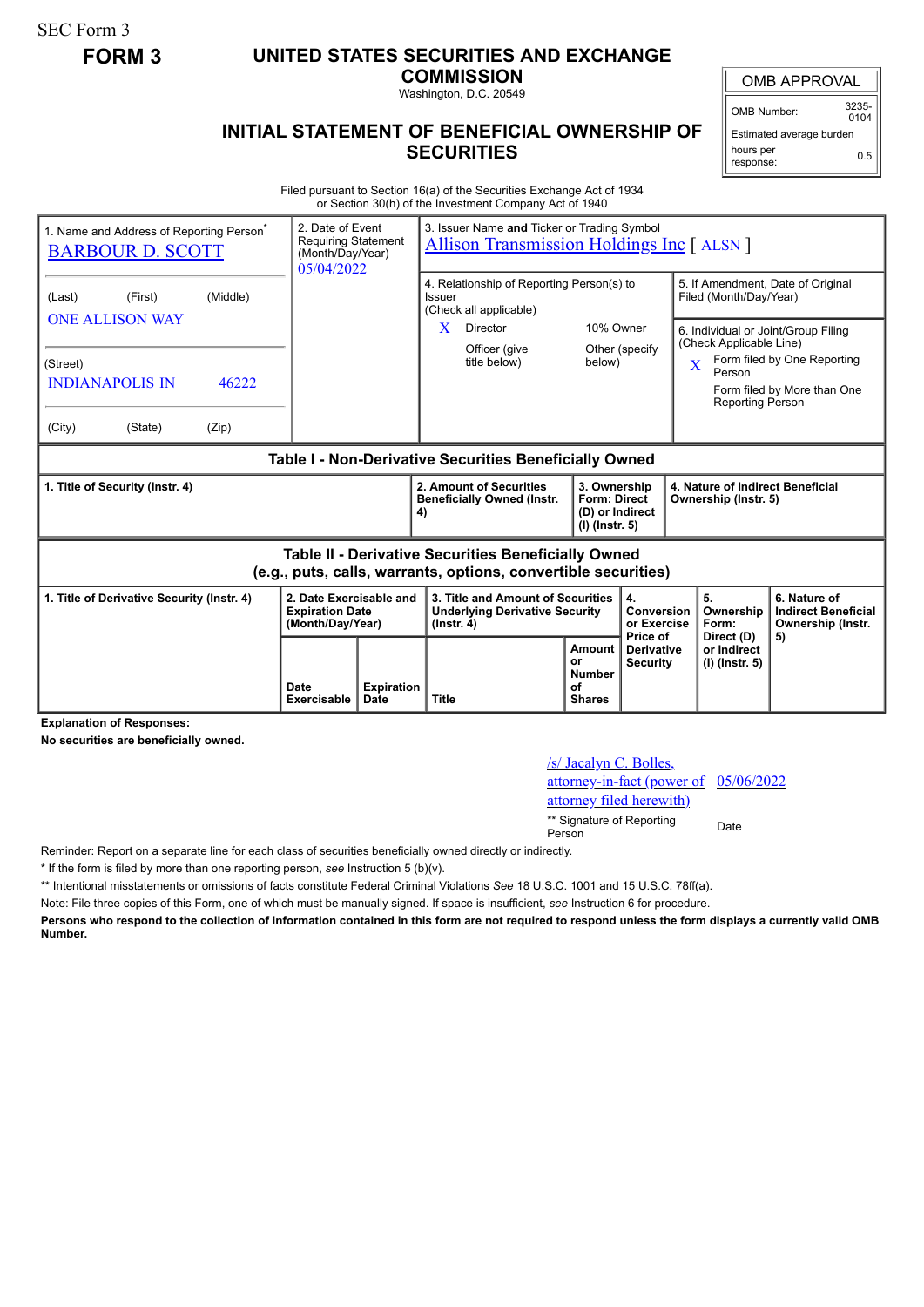SEC Form 3

**FORM 3**

# UNITED STATES SECURITIES AND EXCHANGE COMMISSION

Washington, D.C. 20549

## INITIAL STATEMENT OF BENEFICIAL OWNERSHIP OF SECURITIES

| OMB APPROVAL | |
|---|---|
| OMB Number: | 3235-0104 |
| Estimated average burden hours per response: | 0.5 |

Filed pursuant to Section 16(a) of the Securities Exchange Act of 1934 or Section 30(h) of the Investment Company Act of 1940

| 1. Name and Address of Reporting Person* | 2. Date of Event Requiring Statement (Month/Day/Year) | 3. Issuer Name **and** Ticker or Trading Symbol |
|---|---|---|
| BARBOUR D. SCOTT | 05/04/2022 | Allison Transmission Holdings Inc [ ALSN ] |
| (Last) (First) (Middle) ONE ALLISON WAY | | 4. Relationship of Reporting Person(s) to Issuer (Check all applicable) X Director; 10% Owner; Officer (give title below); Other (specify below) |
| (Street) INDIANAPOLIS IN 46222 | | 5. If Amendment, Date of Original Filed (Month/Day/Year) |
| (City) (State) (Zip) | | 6. Individual or Joint/Group Filing (Check Applicable Line) X Form filed by One Reporting Person; Form filed by More than One Reporting Person |

### Table I - Non-Derivative Securities Beneficially Owned

| 1. Title of Security (Instr. 4) | 2. Amount of Securities Beneficially Owned (Instr. 4) | 3. Ownership Form: Direct (D) or Indirect (I) (Instr. 5) | 4. Nature of Indirect Beneficial Ownership (Instr. 5) |
|---|---|---|---|

### Table II - Derivative Securities Beneficially Owned (e.g., puts, calls, warrants, options, convertible securities)

| 1. Title of Derivative Security (Instr. 4) | 2. Date Exercisable and Expiration Date (Month/Day/Year) | | 3. Title and Amount of Securities Underlying Derivative Security (Instr. 4) | | 4. Conversion or Exercise Price of Derivative Security | 5. Ownership Form: Direct (D) or Indirect (I) (Instr. 5) | 6. Nature of Indirect Beneficial Ownership (Instr. 5) |
|---|---|---|---|---|---|---|---|
| | Date Exercisable | Expiration Date | Title | Amount or Number of Shares | | | |

**Explanation of Responses:**

**No securities are beneficially owned.**

| /s/ Jacalyn C. Bolles, attorney-in-fact (power of attorney filed herewith) | 05/06/2022 |
|---|---|
| ** Signature of Reporting Person | Date |

Reminder: Report on a separate line for each class of securities beneficially owned directly or indirectly.

\* If the form is filed by more than one reporting person, *see* Instruction 5 (b)(v).

** Intentional misstatements or omissions of facts constitute Federal Criminal Violations *See* 18 U.S.C. 1001 and 15 U.S.C. 78ff(a).

Note: File three copies of this Form, one of which must be manually signed. If space is insufficient, *see* Instruction 6 for procedure.

**Persons who respond to the collection of information contained in this form are not required to respond unless the form displays a currently valid OMB Number.**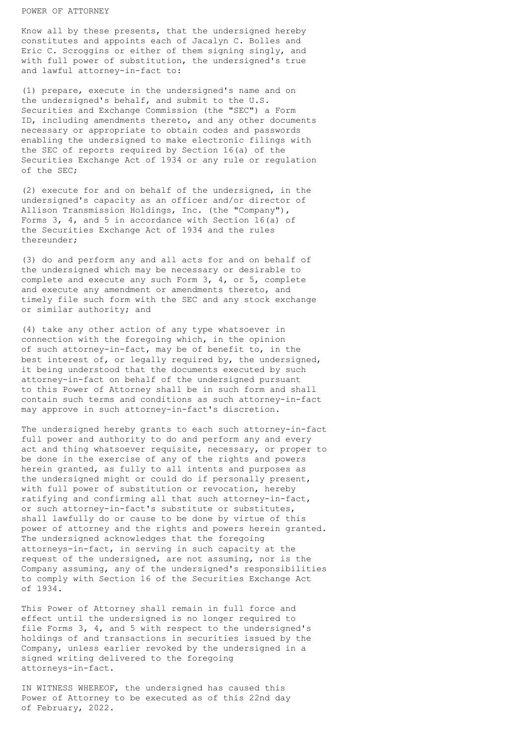# POWER OF ATTORNEY

Know all by these presents, that the undersigned hereby constitutes and appoints each of Jacalyn C. Bolles and Eric C. Scroggins or either of them signing singly, and with full power of substitution, the undersigned's true and lawful attorney-in-fact to:

(1) prepare, execute in the undersigned's name and on the undersigned's behalf, and submit to the U.S. Securities and Exchange Commission (the "SEC") a Form ID, including amendments thereto, and any other documents necessary or appropriate to obtain codes and passwords enabling the undersigned to make electronic filings with the SEC of reports required by Section 16(a) of the Securities Exchange Act of 1934 or any rule or regulation of the SEC;

(2) execute for and on behalf of the undersigned, in the undersigned's capacity as an officer and/or director of Allison Transmission Holdings, Inc. (the "Company"), Forms 3, 4, and 5 in accordance with Section 16(a) of the Securities Exchange Act of 1934 and the rules thereunder;

(3) do and perform any and all acts for and on behalf of the undersigned which may be necessary or desirable to complete and execute any such Form 3, 4, or 5, complete and execute any amendment or amendments thereto, and timely file such form with the SEC and any stock exchange or similar authority; and

(4) take any other action of any type whatsoever in connection with the foregoing which, in the opinion of such attorney-in-fact, may be of benefit to, in the best interest of, or legally required by, the undersigned, it being understood that the documents executed by such attorney-in-fact on behalf of the undersigned pursuant to this Power of Attorney shall be in such form and shall contain such terms and conditions as such attorney-in-fact may approve in such attorney-in-fact's discretion.

The undersigned hereby grants to each such attorney-in-fact full power and authority to do and perform any and every act and thing whatsoever requisite, necessary, or proper to be done in the exercise of any of the rights and powers herein granted, as fully to all intents and purposes as the undersigned might or could do if personally present, with full power of substitution or revocation, hereby ratifying and confirming all that such attorney-in-fact, or such attorney-in-fact's substitute or substitutes, shall lawfully do or cause to be done by virtue of this power of attorney and the rights and powers herein granted. The undersigned acknowledges that the foregoing attorneys-in-fact, in serving in such capacity at the request of the undersigned, are not assuming, nor is the Company assuming, any of the undersigned's responsibilities to comply with Section 16 of the Securities Exchange Act of 1934.

This Power of Attorney shall remain in full force and effect until the undersigned is no longer required to file Forms 3, 4, and 5 with respect to the undersigned's holdings of and transactions in securities issued by the Company, unless earlier revoked by the undersigned in a signed writing delivered to the foregoing attorneys-in-fact.

IN WITNESS WHEREOF, the undersigned has caused this Power of Attorney to be executed as of this 22nd day of February, 2022.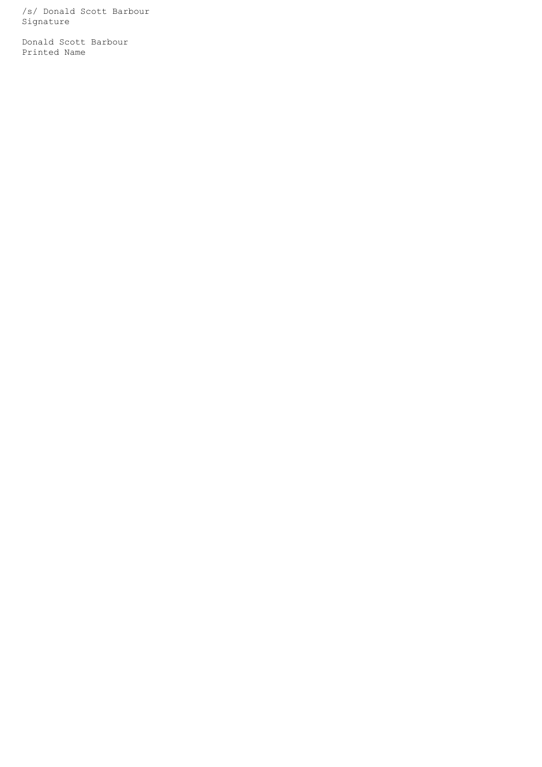/s/ Donald Scott Barbour
Signature

Donald Scott Barbour
Printed Name